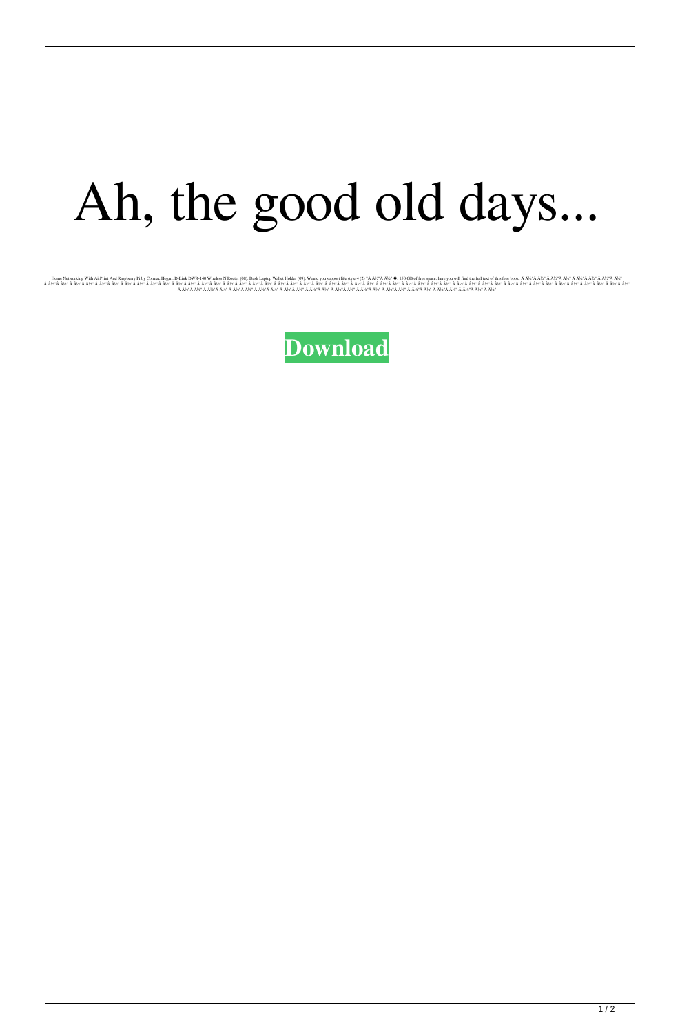# Ah, the good old days...

Home Networking With AirPrint And Raspberry Pi by Cormac Hogan. D-Link DWR-140 Wireless N Router (08). Dash Laptop Wallet Holder (09). Would you support life style 4 (2) "Â Â½"Â Â½" ◆. 150 GB of free space. here you will find the full text of this free book. Â Â½"Â Â½" Â Â½"Â Â½" Â Â½"Â Â½" Â Â½"Â Â½" Â Â½"Â Â½" Â Â½"Â Â½" Â Â½"Â Â½" Â Â½"Â Â½" Â Â½"Â Â½" Â Â½"Â Â½" Â Â½"Â Â½" Â Â½"Â Â½" Â Â½"Â Â½" Â Â½"Â Â½" Â Â½"Â Â½" Â Â½"Â Â½" Â Â½"Â Â½" Â Â½"Â Â½" Â Â½"Â Â½" Â Â½"Â Â½" Â Â½"Â Â½" Â Â½"Â Â½" Â Â½"Â Â½" Â Â½"Â Â½" Â Â½"Â Â½" Â Â½"Â Â½" Â Â½"Â Â½" Â Â½"Â Â½" Â Â½"Â Â½" Â Â½"Â Â½" Â Â½"Â Â½" Â Â½"Â Â½" Â Â½"Â Â½" Â Â½"Â Â½" Â Â½"Â Â½" Â Â½"Â Â½" Â Â½"Â Â½" Â Â½"Â Â½" Â Â½"Â Â½" Â Â½"Â Â½"

**Download**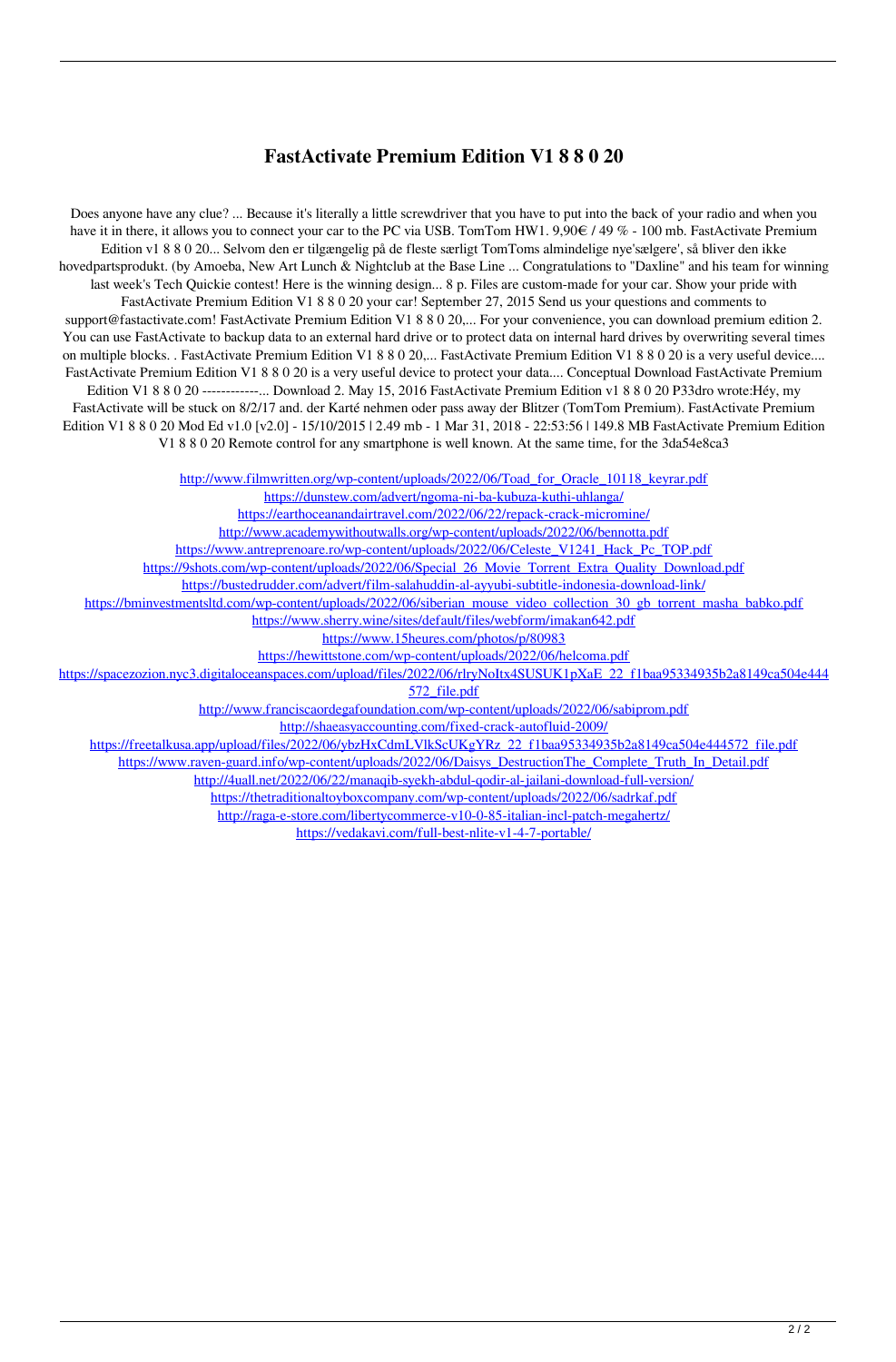# FastActivate Premium Edition V1 8 8 0 20

Does anyone have any clue? ... Because it's literally a little screwdriver that you have to put into the back of your radio and when you have it in there, it allows you to connect your car to the PC via USB. TomTom HW1. 9,90€ / 49 % - 100 mb. FastActivate Premium Edition v1 8 8 0 20... Selvom den er tilgængelig på de fleste særligt TomToms almindelige nye'sælgere', så bliver den ikke hovedpartsprodukt. (by Amoeba, New Art Lunch & Nightclub at the Base Line ... Congratulations to "Daxline" and his team for winning last week's Tech Quickie contest! Here is the winning design... 8 p. Files are custom-made for your car. Show your pride with FastActivate Premium Edition V1 8 8 0 20 your car! September 27, 2015 Send us your questions and comments to support@fastactivate.com! FastActivate Premium Edition V1 8 8 0 20,... For your convenience, you can download premium edition 2. You can use FastActivate to backup data to an external hard drive or to protect data on internal hard drives by overwriting several times on multiple blocks. . FastActivate Premium Edition V1 8 8 0 20,... FastActivate Premium Edition V1 8 8 0 20 is a very useful device.... FastActivate Premium Edition V1 8 8 0 20 is a very useful device to protect your data.... Conceptual Download FastActivate Premium Edition V1 8 8 0 20 ------------... Download 2. May 15, 2016 FastActivate Premium Edition v1 8 8 0 20 P33dro wrote:Héy, my FastActivate will be stuck on 8/2/17 and. der Karté nehmen oder pass away der Blitzer (TomTom Premium). FastActivate Premium Edition V1 8 8 0 20 Mod Ed v1.0 [v2.0] - 15/10/2015 | 2.49 mb - 1 Mar 31, 2018 - 22:53:56 | 149.8 MB FastActivate Premium Edition V1 8 8 0 20 Remote control for any smartphone is well known. At the same time, for the 3da54e8ca3

http://www.filmwritten.org/wp-content/uploads/2022/06/Toad_for_Oracle_10118_keyrar.pdf
https://dunstew.com/advert/ngoma-ni-ba-kubuza-kuthi-uhlanga/
https://earthoceanandairtravel.com/2022/06/22/repack-crack-micromine/
http://www.academywithoutwalls.org/wp-content/uploads/2022/06/bennotta.pdf
https://www.antreprenoare.ro/wp-content/uploads/2022/06/Celeste_V1241_Hack_Pc_TOP.pdf
https://9shots.com/wp-content/uploads/2022/06/Special_26_Movie_Torrent_Extra_Quality_Download.pdf
https://bustedrudder.com/advert/film-salahuddin-al-ayyubi-subtitle-indonesia-download-link/
https://bminvestmentsltd.com/wp-content/uploads/2022/06/siberian_mouse_video_collection_30_gb_torrent_masha_babko.pdf
https://www.sherry.wine/sites/default/files/webform/imakan642.pdf
https://www.15heures.com/photos/p/80983
https://hewittstone.com/wp-content/uploads/2022/06/helcoma.pdf
https://spacezozion.nyc3.digitaloceanspaces.com/upload/files/2022/06/rlryNoItx4SUSUK1pXaE_22_f1baa95334935b2a8149ca504e444572_file.pdf
http://www.franciscaordegafoundation.com/wp-content/uploads/2022/06/sabiprom.pdf
http://shaeasyaccounting.com/fixed-crack-autofluid-2009/
https://freetalkusa.app/upload/files/2022/06/ybzHxCdmLVlkScUKgYRz_22_f1baa95334935b2a8149ca504e444572_file.pdf
https://www.raven-guard.info/wp-content/uploads/2022/06/Daisys_DestructionThe_Complete_Truth_In_Detail.pdf
http://4uall.net/2022/06/22/manaqib-syekh-abdul-qodir-al-jailani-download-full-version/
https://thetraditionaltoyboxcompany.com/wp-content/uploads/2022/06/sadrkaf.pdf
http://raga-e-store.com/libertycommerce-v10-0-85-italian-incl-patch-megahertz/
https://vedakavi.com/full-best-nlite-v1-4-7-portable/